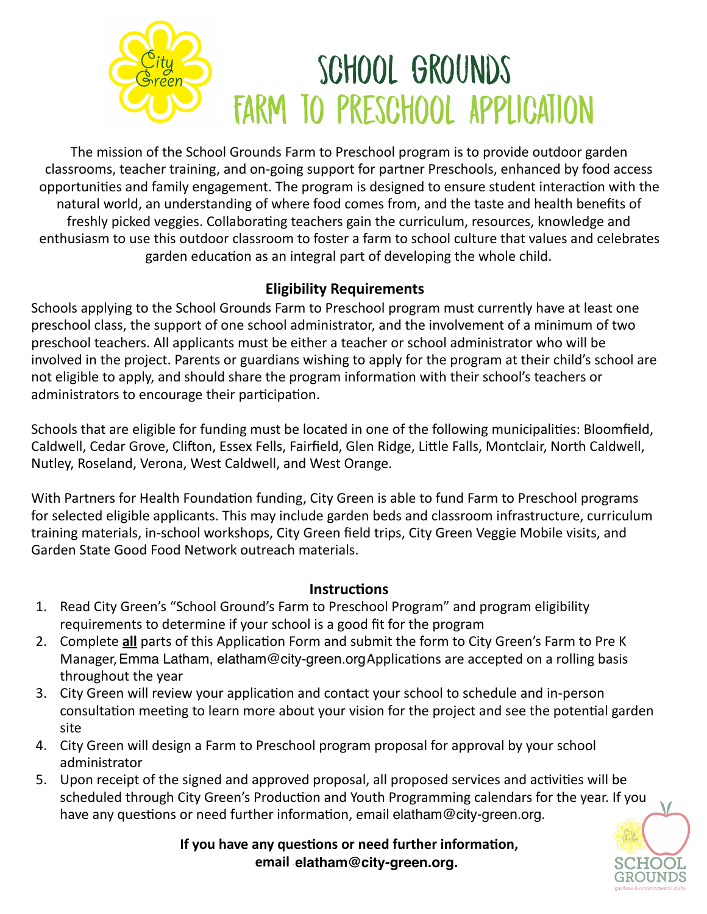# SCHOOL GROUNDS

## FARM TO PRESCHOOL APPLICATION

The mission of the School Grounds Farm to Preschool program is to provide outdoor garden classrooms, teacher training, and on-going support for partner Preschools, enhanced by food access opportunities and family engagement. The program is designed to ensure student interaction with the natural world, an understanding of where food comes from, and the taste and health benefits of freshly picked veggies. Collaborating teachers gain the curriculum, resources, knowledge and enthusiasm to use this outdoor classroom to foster a farm to school culture that values and celebrates garden education as an integral part of developing the whole child.

### Eligibility Requirements

Schools applying to the School Grounds Farm to Preschool program must currently have at least one preschool class, the support of one school administrator, and the involvement of a minimum of two preschool teachers. All applicants must be either a teacher or school administrator who will be involved in the project. Parents or guardians wishing to apply for the program at their child's school are not eligible to apply, and should share the program information with their school's teachers or administrators to encourage their participation.

Schools that are eligible for funding must be located in one of the following municipalities: Bloomfield, Caldwell, Cedar Grove, Clifton, Essex Fells, Fairfield, Glen Ridge, Little Falls, Montclair, North Caldwell, Nutley, Roseland, Verona, West Caldwell, and West Orange.

With Partners for Health Foundation funding, City Green is able to fund Farm to Preschool programs for selected eligible applicants. This may include garden beds and classroom infrastructure, curriculum training materials, in-school workshops, City Green field trips, City Green Veggie Mobile visits, and Garden State Good Food Network outreach materials.

### Instructions

1. Read City Green's "School Ground's Farm to Preschool Program" and program eligibility requirements to determine if your school is a good fit for the program
2. Complete **all** parts of this Application Form and submit the form to City Green's Farm to Pre K Manager, Emma Latham, elatham@city-green.org Applications are accepted on a rolling basis throughout the year
3. City Green will review your application and contact your school to schedule and in-person consultation meeting to learn more about your vision for the project and see the potential garden site
4. City Green will design a Farm to Preschool program proposal for approval by your school administrator
5. Upon receipt of the signed and approved proposal, all proposed services and activities will be scheduled through City Green's Production and Youth Programming calendars for the year. If you have any questions or need further information, email elatham@city-green.org.

**If you have any questions or need further information, email elatham@city-green.org.**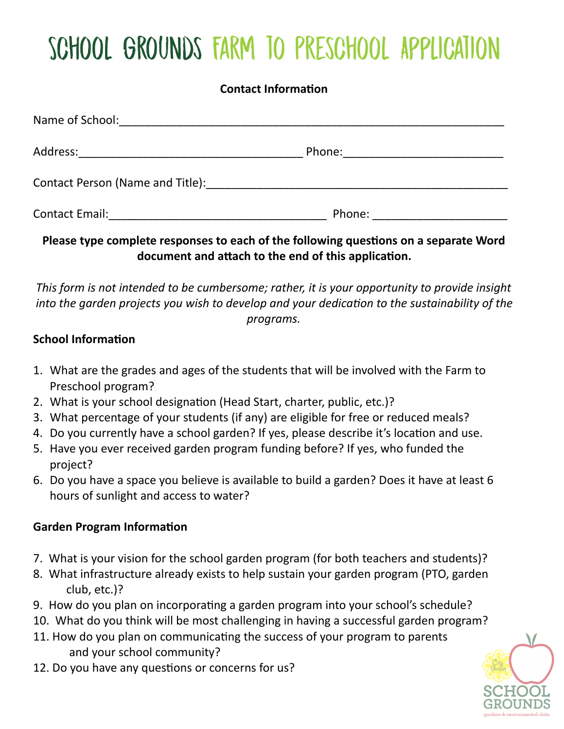# SCHOOL GROUNDS FARM TO PRESCHOOL APPLICATION

**Contact Information**

Name of School:_______________________________________________________________

Address:____________________________________ Phone:_________________________

Contact Person (Name and Title):________________________________________________

Contact Email:___________________________________ Phone: ____________________

**Please type complete responses to each of the following questions on a separate Word document and attach to the end of this application.**

*This form is not intended to be cumbersome; rather, it is your opportunity to provide insight into the garden projects you wish to develop and your dedication to the sustainability of the programs.*

**School Information**

1. What are the grades and ages of the students that will be involved with the Farm to Preschool program?
2. What is your school designation (Head Start, charter, public, etc.)?
3. What percentage of your students (if any) are eligible for free or reduced meals?
4. Do you currently have a school garden? If yes, please describe it's location and use.
5. Have you ever received garden program funding before? If yes, who funded the project?
6. Do you have a space you believe is available to build a garden? Does it have at least 6 hours of sunlight and access to water?

**Garden Program Information**

7. What is your vision for the school garden program (for both teachers and students)?
8. What infrastructure already exists to help sustain your garden program (PTO, garden club, etc.)?
9. How do you plan on incorporating a garden program into your school's schedule?
10. What do you think will be most challenging in having a successful garden program?
11. How do you plan on communicating the success of your program to parents and your school community?
12. Do you have any questions or concerns for us?

City Green SCHOOL GROUNDS gardens & environmental clubs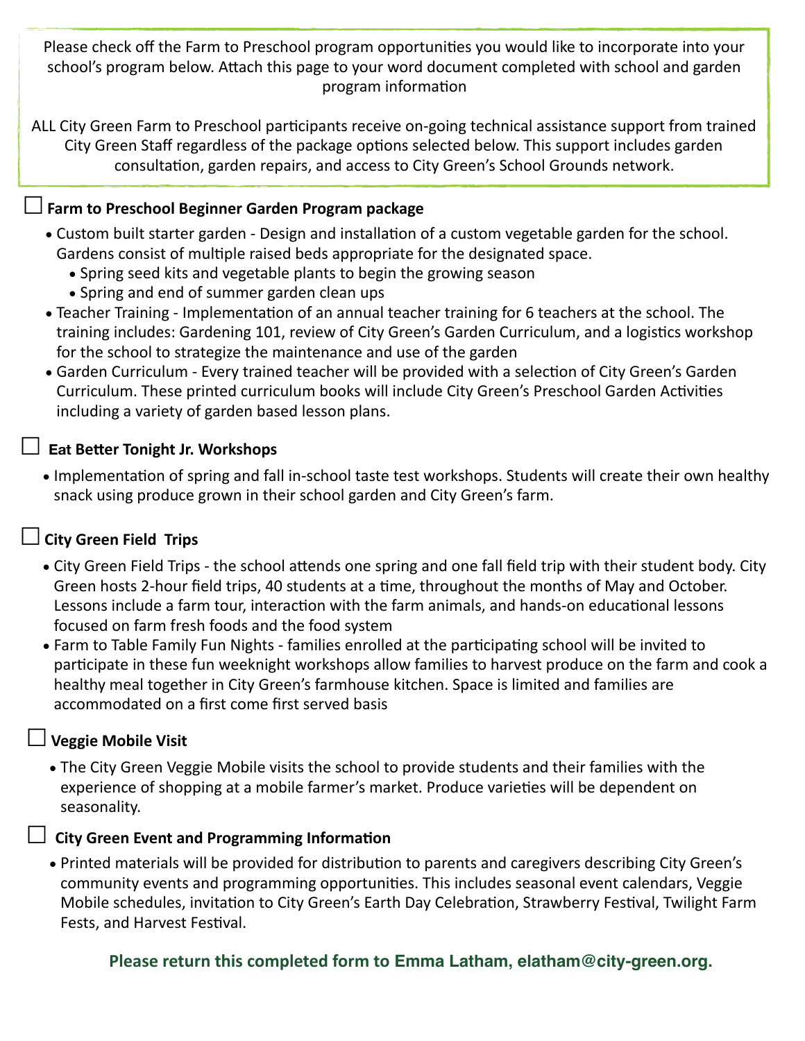Please check off the Farm to Preschool program opportunities you would like to incorporate into your school's program below. Attach this page to your word document completed with school and garden program information

ALL City Green Farm to Preschool participants receive on-going technical assistance support from trained City Green Staff regardless of the package options selected below. This support includes garden consultation, garden repairs, and access to City Green's School Grounds network.

☐ **Farm to Preschool Beginner Garden Program package**

- Custom built starter garden - Design and installation of a custom vegetable garden for the school. Gardens consist of multiple raised beds appropriate for the designated space.
  - Spring seed kits and vegetable plants to begin the growing season
  - Spring and end of summer garden clean ups
- Teacher Training - Implementation of an annual teacher training for 6 teachers at the school. The training includes: Gardening 101, review of City Green's Garden Curriculum, and a logistics workshop for the school to strategize the maintenance and use of the garden
- Garden Curriculum - Every trained teacher will be provided with a selection of City Green's Garden Curriculum. These printed curriculum books will include City Green's Preschool Garden Activities including a variety of garden based lesson plans.

☐ **Eat Better Tonight Jr. Workshops**

- Implementation of spring and fall in-school taste test workshops. Students will create their own healthy snack using produce grown in their school garden and City Green's farm.

☐ **City Green Field Trips**

- City Green Field Trips - the school attends one spring and one fall field trip with their student body. City Green hosts 2-hour field trips, 40 students at a time, throughout the months of May and October. Lessons include a farm tour, interaction with the farm animals, and hands-on educational lessons focused on farm fresh foods and the food system
- Farm to Table Family Fun Nights - families enrolled at the participating school will be invited to participate in these fun weeknight workshops allow families to harvest produce on the farm and cook a healthy meal together in City Green's farmhouse kitchen. Space is limited and families are accommodated on a first come first served basis

☐ **Veggie Mobile Visit**

- The City Green Veggie Mobile visits the school to provide students and their families with the experience of shopping at a mobile farmer's market. Produce varieties will be dependent on seasonality.

☐ **City Green Event and Programming Information**

- Printed materials will be provided for distribution to parents and caregivers describing City Green's community events and programming opportunities. This includes seasonal event calendars, Veggie Mobile schedules, invitation to City Green's Earth Day Celebration, Strawberry Festival, Twilight Farm Fests, and Harvest Festival.

**Please return this completed form to Emma Latham, elatham@city-green.org.**